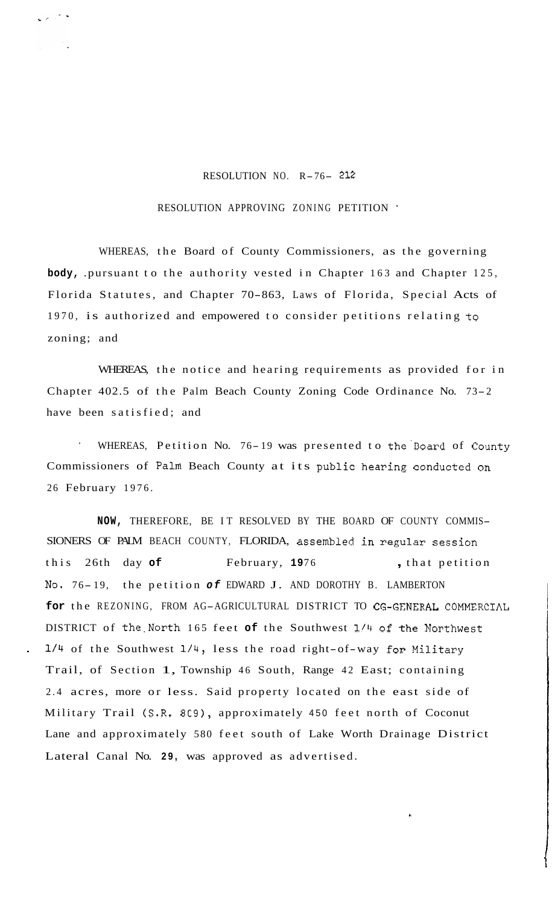RESOLUTION NO. R-76- 212

RESOLUTION APPROVING ZONING PETITION

WHEREAS, the Board of County Commissioners, as the governing body, pursuant to the authority vested in Chapter 163 and Chapter 125, Florida Statutes, and Chapter 70-863, Laws of Florida, Special Acts of 1970, is authorized and empowered to consider petitions relating to zoning; and

WHEREAS, the notice and hearing requirements as provided for in Chapter 402.5 of the Palm Beach County Zoning Code Ordinance No. 73-2 have been satisfied; and

WHEREAS, Petition No. 76-19 was presented to the Board of County Commissioners of Palm Beach County at its public hearing conducted on 26 February 1976.

NOW, THEREFORE, BE IT RESOLVED BY THE BOARD OF COUNTY COMMISSIONERS OF PALM BEACH COUNTY, FLORIDA, assembled in regular session this 26th day of February, 1976, that petition No. 76-19, the petition of EDWARD J. AND DOROTHY B. LAMBERTON for the REZONING, FROM AG-AGRICULTURAL DISTRICT TO CG-GENERAL COMMERCIAL DISTRICT of the North 165 feet of the Southwest 1/4 of the Northwest 1/4 of the Southwest 1/4, less the road right-of-way for Military Trail, of Section 1, Township 46 South, Range 42 East; containing 2.4 acres, more or less. Said property located on the east side of Military Trail (S.R. 809), approximately 450 feet north of Coconut Lane and approximately 580 feet south of Lake Worth Drainage District Lateral Canal No. 29, was approved as advertised.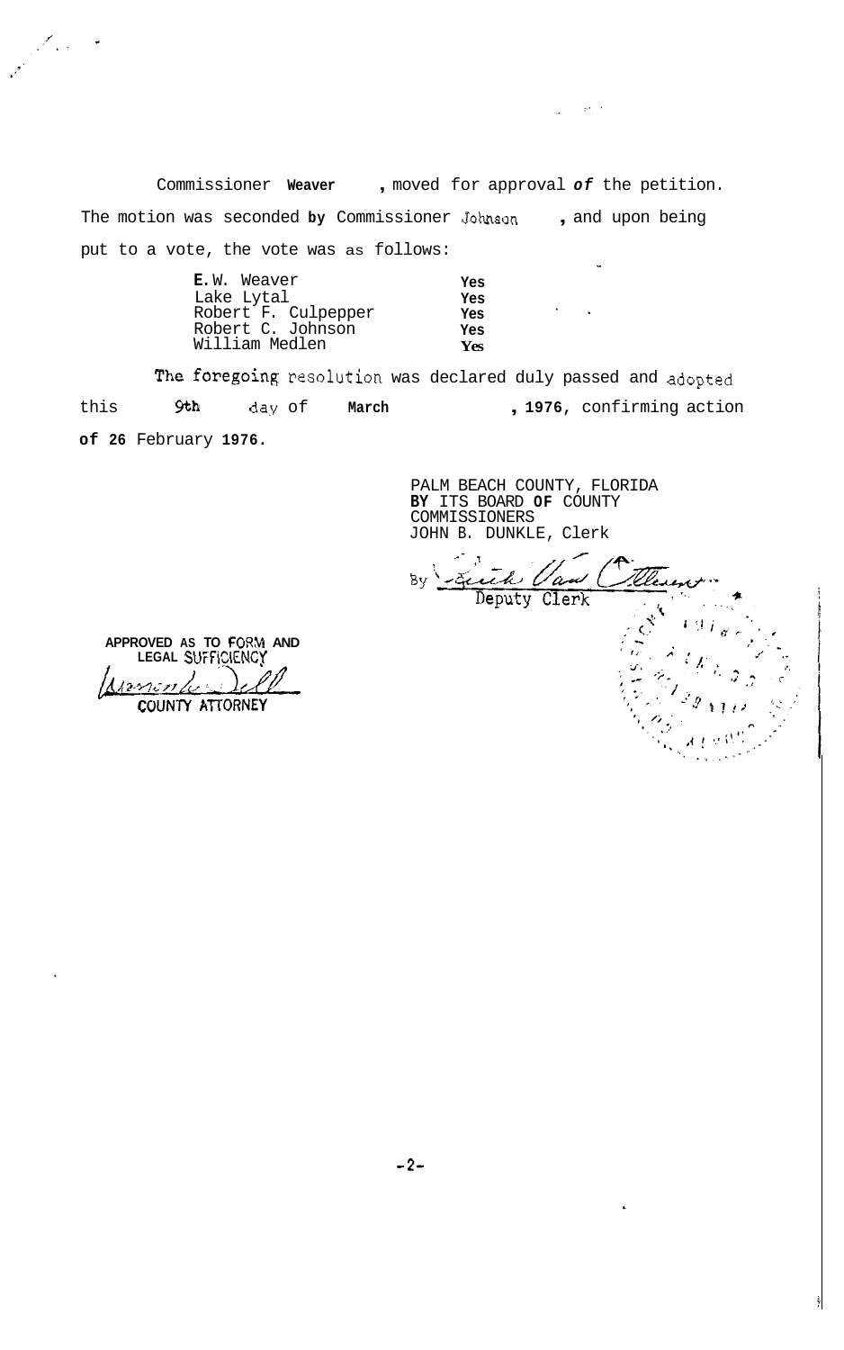Commissioner Weaver, moved for approval of the petition. The motion was seconded by Commissioner Johnson, and upon being put to a vote, the vote was as follows:

| | |
|---|---|
| E.W. Weaver | Yes |
| Lake Lytal | Yes |
| Robert F. Culpepper | Yes |
| Robert C. Johnson | Yes |
| William Medlen | Yes |

The foregoing resolution was declared duly passed and adopted this 9th day of March, 1976, confirming action of 26 February 1976.

PALM BEACH COUNTY, FLORIDA
BY ITS BOARD OF COUNTY COMMISSIONERS
JOHN B. DUNKLE, Clerk

By [signature]
Deputy Clerk

APPROVED AS TO FORM AND LEGAL SUFFICIENCY

[signature]
COUNTY ATTORNEY